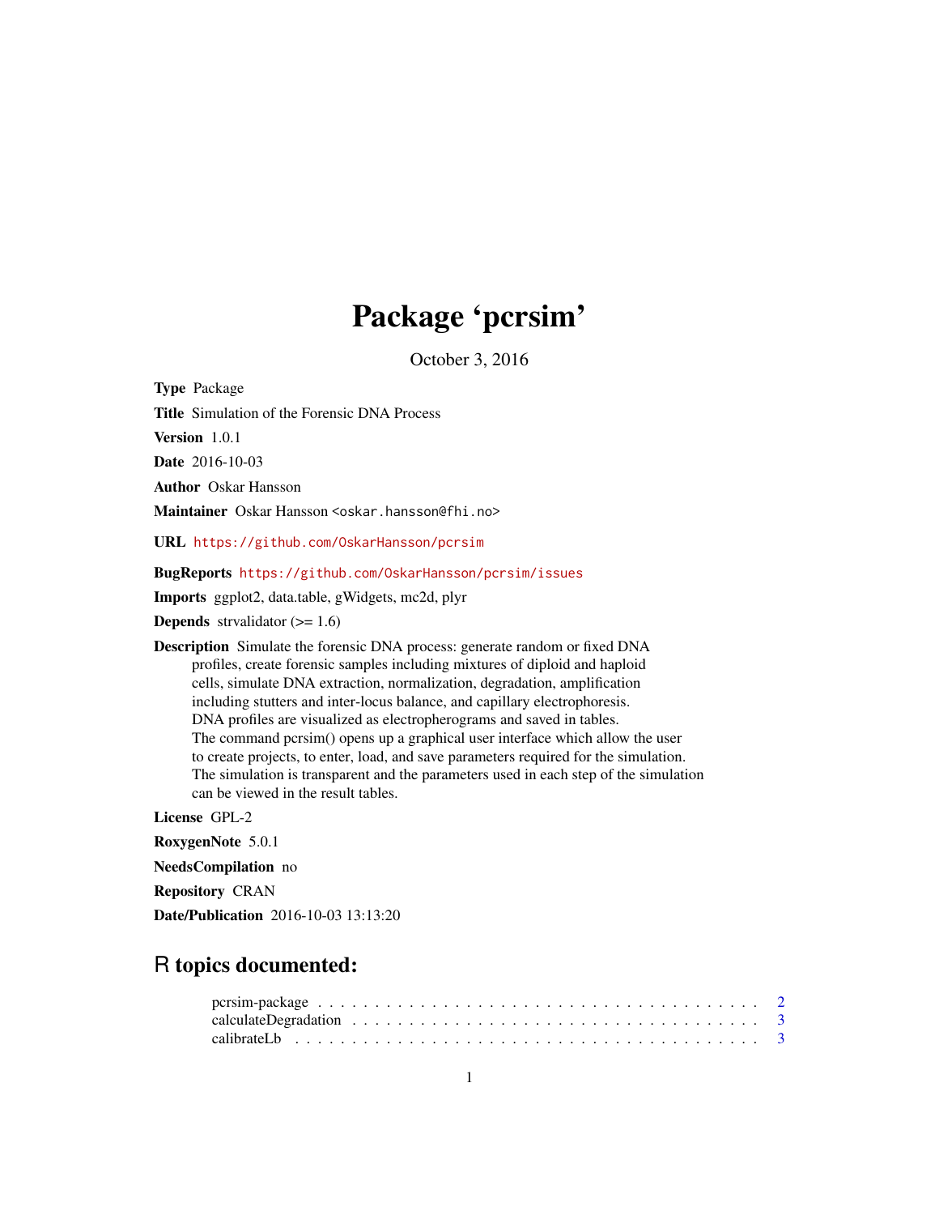# Package 'pcrsim'

October 3, 2016

**Type** Package

**Title** Simulation of the Forensic DNA Process

**Version** 1.0.1

**Date** 2016-10-03

**Author** Oskar Hansson

**Maintainer** Oskar Hansson <oskar.hansson@fhi.no>

**URL** https://github.com/OskarHansson/pcrsim

**BugReports** https://github.com/OskarHansson/pcrsim/issues

**Imports** ggplot2, data.table, gWidgets, mc2d, plyr

**Depends** strvalidator (>= 1.6)

**Description** Simulate the forensic DNA process: generate random or fixed DNA profiles, create forensic samples including mixtures of diploid and haploid cells, simulate DNA extraction, normalization, degradation, amplification including stutters and inter-locus balance, and capillary electrophoresis. DNA profiles are visualized as electropherograms and saved in tables. The command pcrsim() opens up a graphical user interface which allow the user to create projects, to enter, load, and save parameters required for the simulation. The simulation is transparent and the parameters used in each step of the simulation can be viewed in the result tables.

**License** GPL-2

**RoxygenNote** 5.0.1

**NeedsCompilation** no

**Repository** CRAN

**Date/Publication** 2016-10-03 13:13:20

## R topics documented:

pcrsim-package . . . . . . . . . . . . . . . . . . . . . . . . . . . . . . . . . . . . . . 2
calculateDegradation . . . . . . . . . . . . . . . . . . . . . . . . . . . . . . . . . . . 3
calibrateLb . . . . . . . . . . . . . . . . . . . . . . . . . . . . . . . . . . . . . . . . 3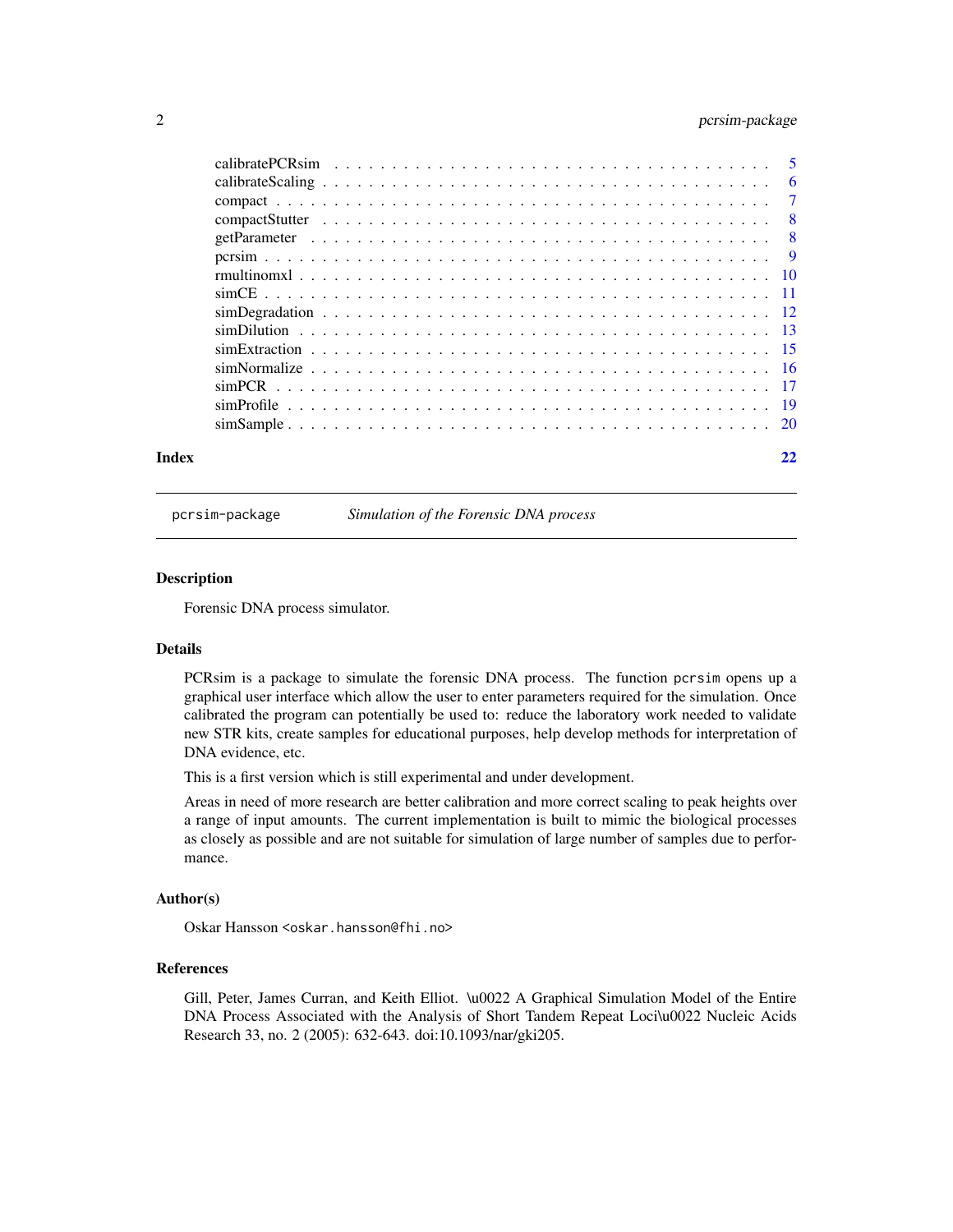| | |
|---|---|
| calibratePCRsim | 5 |
| calibrateScaling | 6 |
| compact | 7 |
| compactStutter | 8 |
| getParameter | 8 |
| pcrsim | 9 |
| rmultinomxl | 10 |
| simCE | 11 |
| simDegradation | 12 |
| simDilution | 13 |
| simExtraction | 15 |
| simNormalize | 16 |
| simPCR | 17 |
| simProfile | 19 |
| simSample | 20 |

**Index** 22

---

pcrsim-package *Simulation of the Forensic DNA process*

---

## Description

Forensic DNA process simulator.

## Details

PCRsim is a package to simulate the forensic DNA process. The function `pcrsim` opens up a graphical user interface which allow the user to enter parameters required for the simulation. Once calibrated the program can potentially be used to: reduce the laboratory work needed to validate new STR kits, create samples for educational purposes, help develop methods for interpretation of DNA evidence, etc.

This is a first version which is still experimental and under development.

Areas in need of more research are better calibration and more correct scaling to peak heights over a range of input amounts. The current implementation is built to mimic the biological processes as closely as possible and are not suitable for simulation of large number of samples due to performance.

## Author(s)

Oskar Hansson <oskar.hansson@fhi.no>

## References

Gill, Peter, James Curran, and Keith Elliot. \u0022 A Graphical Simulation Model of the Entire DNA Process Associated with the Analysis of Short Tandem Repeat Loci\u0022 Nucleic Acids Research 33, no. 2 (2005): 632-643. doi:10.1093/nar/gki205.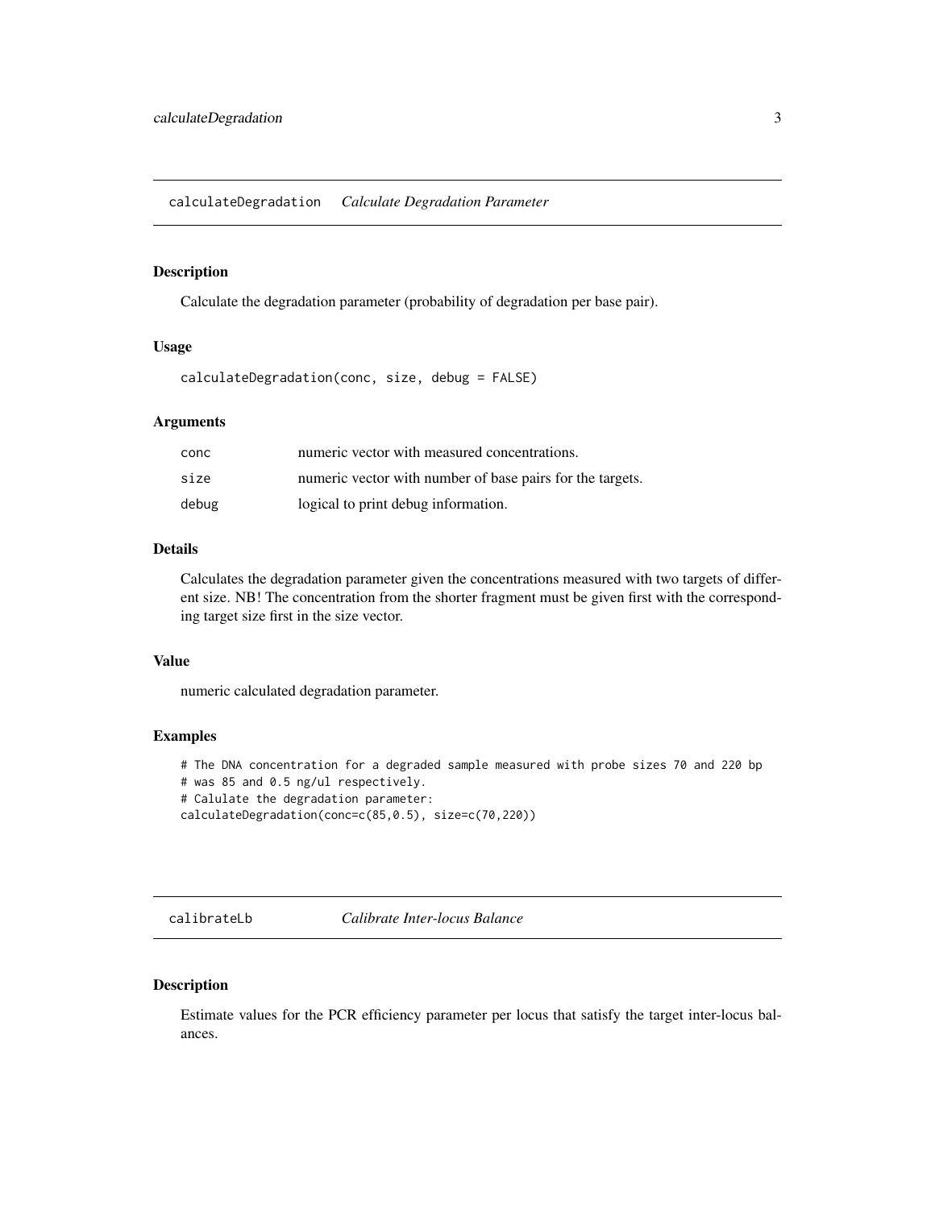## calculateDegradation *Calculate Degradation Parameter*

### Description

Calculate the degradation parameter (probability of degradation per base pair).

### Usage

```
calculateDegradation(conc, size, debug = FALSE)
```

### Arguments

| | |
|---|---|
| conc | numeric vector with measured concentrations. |
| size | numeric vector with number of base pairs for the targets. |
| debug | logical to print debug information. |

### Details

Calculates the degradation parameter given the concentrations measured with two targets of different size. NB! The concentration from the shorter fragment must be given first with the corresponding target size first in the size vector.

### Value

numeric calculated degradation parameter.

### Examples

```
# The DNA concentration for a degraded sample measured with probe sizes 70 and 220 bp
# was 85 and 0.5 ng/ul respectively.
# Calulate the degradation parameter:
calculateDegradation(conc=c(85,0.5), size=c(70,220))
```

## calibrateLb *Calibrate Inter-locus Balance*

### Description

Estimate values for the PCR efficiency parameter per locus that satisfy the target inter-locus balances.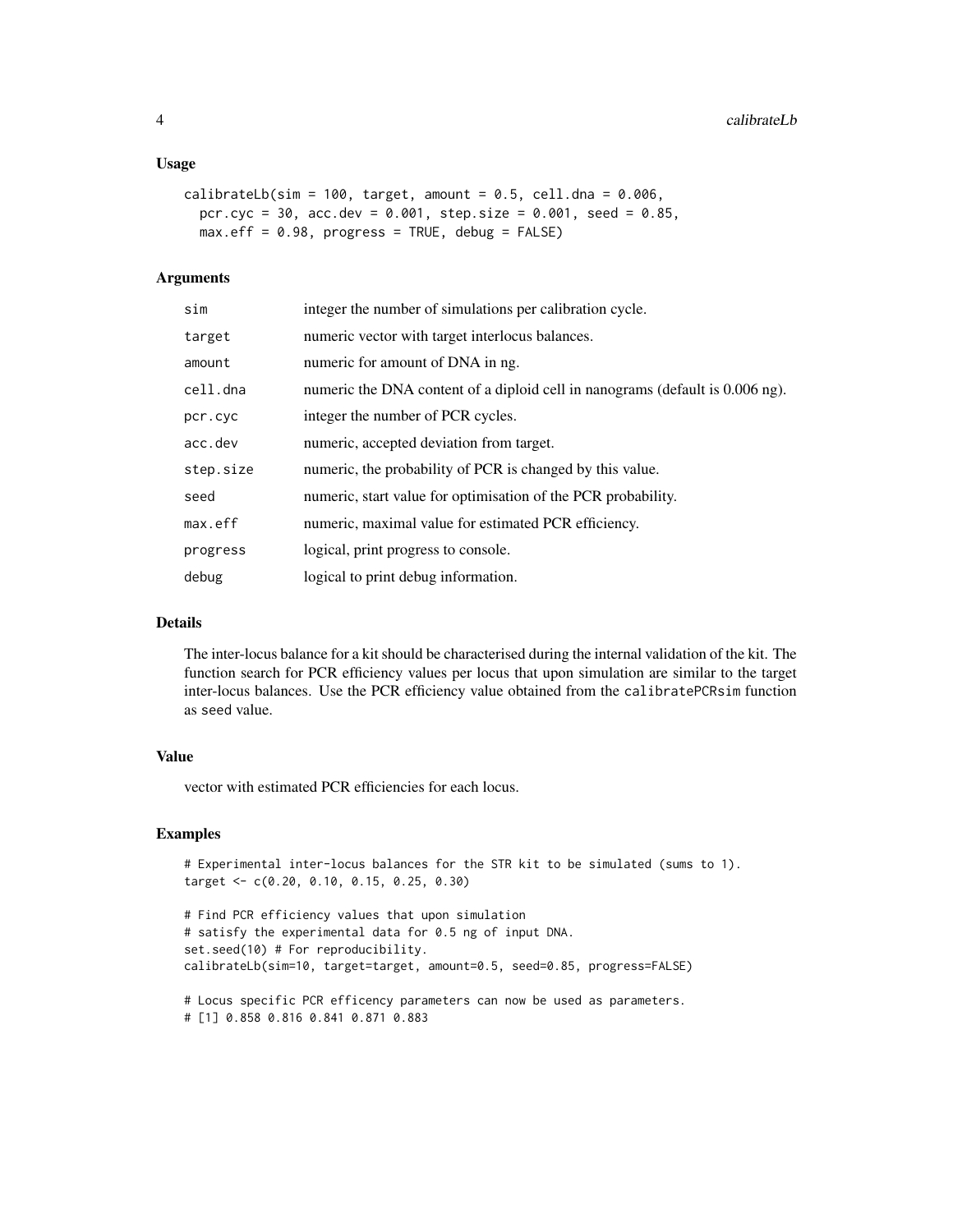## Usage

```
calibrateLb(sim = 100, target, amount = 0.5, cell.dna = 0.006,
  pcr.cyc = 30, acc.dev = 0.001, step.size = 0.001, seed = 0.85,
  max.eff = 0.98, progress = TRUE, debug = FALSE)
```

## Arguments

| | |
|---|---|
| sim | integer the number of simulations per calibration cycle. |
| target | numeric vector with target interlocus balances. |
| amount | numeric for amount of DNA in ng. |
| cell.dna | numeric the DNA content of a diploid cell in nanograms (default is 0.006 ng). |
| pcr.cyc | integer the number of PCR cycles. |
| acc.dev | numeric, accepted deviation from target. |
| step.size | numeric, the probability of PCR is changed by this value. |
| seed | numeric, start value for optimisation of the PCR probability. |
| max.eff | numeric, maximal value for estimated PCR efficiency. |
| progress | logical, print progress to console. |
| debug | logical to print debug information. |

## Details

The inter-locus balance for a kit should be characterised during the internal validation of the kit. The function search for PCR efficiency values per locus that upon simulation are similar to the target inter-locus balances. Use the PCR efficiency value obtained from the `calibratePCRsim` function as seed value.

## Value

vector with estimated PCR efficiencies for each locus.

## Examples

```
# Experimental inter-locus balances for the STR kit to be simulated (sums to 1).
target <- c(0.20, 0.10, 0.15, 0.25, 0.30)

# Find PCR efficiency values that upon simulation
# satisfy the experimental data for 0.5 ng of input DNA.
set.seed(10) # For reproducibility.
calibrateLb(sim=10, target=target, amount=0.5, seed=0.85, progress=FALSE)

# Locus specific PCR efficency parameters can now be used as parameters.
# [1] 0.858 0.816 0.841 0.871 0.883
```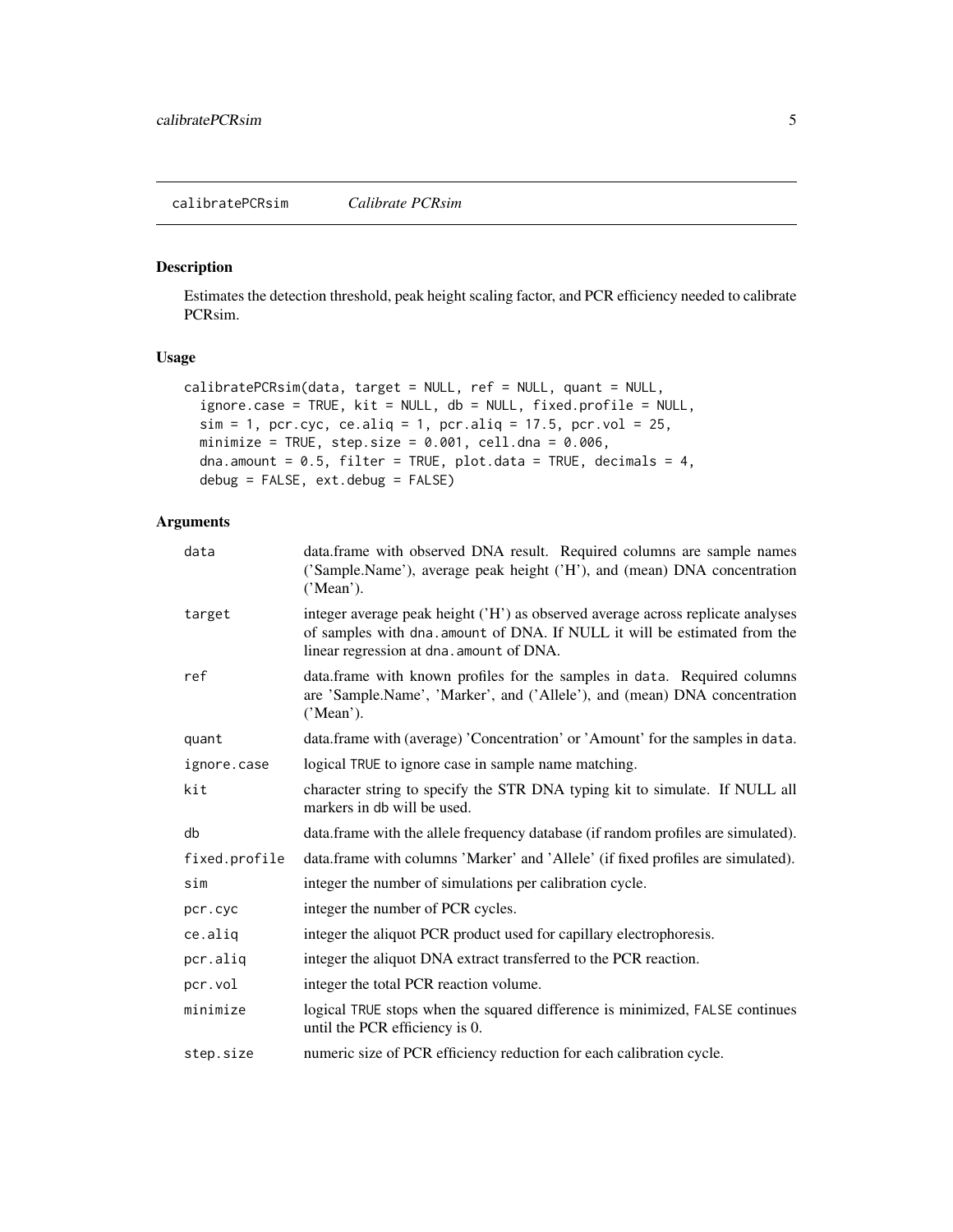## calibratePCRsim — *Calibrate PCRsim*

### Description

Estimates the detection threshold, peak height scaling factor, and PCR efficiency needed to calibrate PCRsim.

### Usage

```
calibratePCRsim(data, target = NULL, ref = NULL, quant = NULL,
  ignore.case = TRUE, kit = NULL, db = NULL, fixed.profile = NULL,
  sim = 1, pcr.cyc, ce.aliq = 1, pcr.aliq = 17.5, pcr.vol = 25,
  minimize = TRUE, step.size = 0.001, cell.dna = 0.006,
  dna.amount = 0.5, filter = TRUE, plot.data = TRUE, decimals = 4,
  debug = FALSE, ext.debug = FALSE)
```

### Arguments

| | |
|---|---|
| `data` | data.frame with observed DNA result. Required columns are sample names ('Sample.Name'), average peak height ('H'), and (mean) DNA concentration ('Mean'). |
| `target` | integer average peak height ('H') as observed average across replicate analyses of samples with `dna.amount` of DNA. If NULL it will be estimated from the linear regression at `dna.amount` of DNA. |
| `ref` | data.frame with known profiles for the samples in `data`. Required columns are 'Sample.Name', 'Marker', and ('Allele'), and (mean) DNA concentration ('Mean'). |
| `quant` | data.frame with (average) 'Concentration' or 'Amount' for the samples in `data`. |
| `ignore.case` | logical `TRUE` to ignore case in sample name matching. |
| `kit` | character string to specify the STR DNA typing kit to simulate. If NULL all markers in db will be used. |
| `db` | data.frame with the allele frequency database (if random profiles are simulated). |
| `fixed.profile` | data.frame with columns 'Marker' and 'Allele' (if fixed profiles are simulated). |
| `sim` | integer the number of simulations per calibration cycle. |
| `pcr.cyc` | integer the number of PCR cycles. |
| `ce.aliq` | integer the aliquot PCR product used for capillary electrophoresis. |
| `pcr.aliq` | integer the aliquot DNA extract transferred to the PCR reaction. |
| `pcr.vol` | integer the total PCR reaction volume. |
| `minimize` | logical `TRUE` stops when the squared difference is minimized, `FALSE` continues until the PCR efficiency is 0. |
| `step.size` | numeric size of PCR efficiency reduction for each calibration cycle. |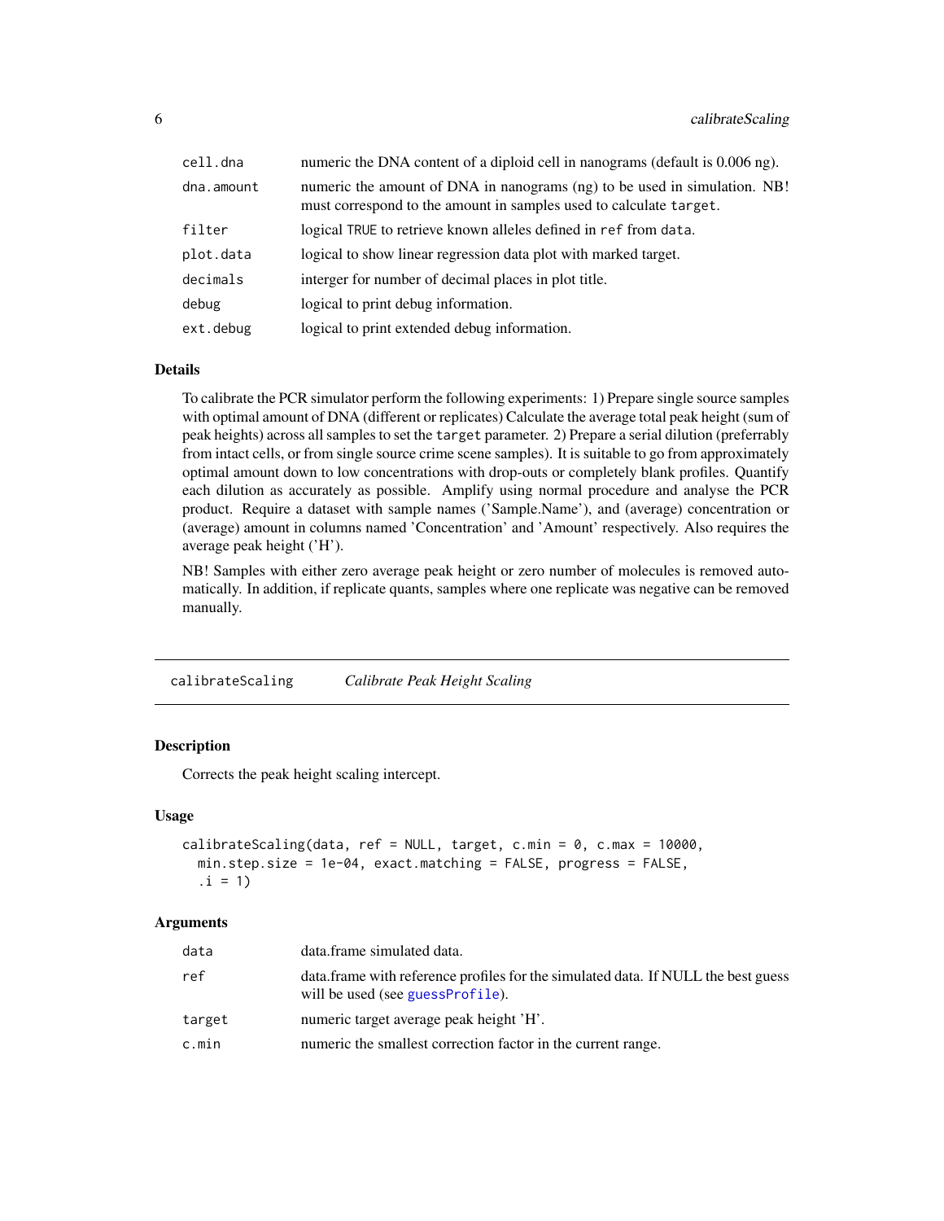| | |
|---|---|
| cell.dna | numeric the DNA content of a diploid cell in nanograms (default is 0.006 ng). |
| dna.amount | numeric the amount of DNA in nanograms (ng) to be used in simulation. NB! must correspond to the amount in samples used to calculate `target`. |
| filter | logical `TRUE` to retrieve known alleles defined in `ref` from `data`. |
| plot.data | logical to show linear regression data plot with marked target. |
| decimals | interger for number of decimal places in plot title. |
| debug | logical to print debug information. |
| ext.debug | logical to print extended debug information. |

### Details

To calibrate the PCR simulator perform the following experiments: 1) Prepare single source samples with optimal amount of DNA (different or replicates) Calculate the average total peak height (sum of peak heights) across all samples to set the `target` parameter. 2) Prepare a serial dilution (preferrably from intact cells, or from single source crime scene samples). It is suitable to go from approximately optimal amount down to low concentrations with drop-outs or completely blank profiles. Quantify each dilution as accurately as possible. Amplify using normal procedure and analyse the PCR product. Require a dataset with sample names ('Sample.Name'), and (average) concentration or (average) amount in columns named 'Concentration' and 'Amount' respectively. Also requires the average peak height ('H').

NB! Samples with either zero average peak height or zero number of molecules is removed automatically. In addition, if replicate quants, samples where one replicate was negative can be removed manually.

---

## calibrateScaling *Calibrate Peak Height Scaling*

### Description

Corrects the peak height scaling intercept.

### Usage

```
calibrateScaling(data, ref = NULL, target, c.min = 0, c.max = 10000,
  min.step.size = 1e-04, exact.matching = FALSE, progress = FALSE,
  .i = 1)
```

### Arguments

| | |
|---|---|
| data | data.frame simulated data. |
| ref | data.frame with reference profiles for the simulated data. If NULL the best guess will be used (see `guessProfile`). |
| target | numeric target average peak height 'H'. |
| c.min | numeric the smallest correction factor in the current range. |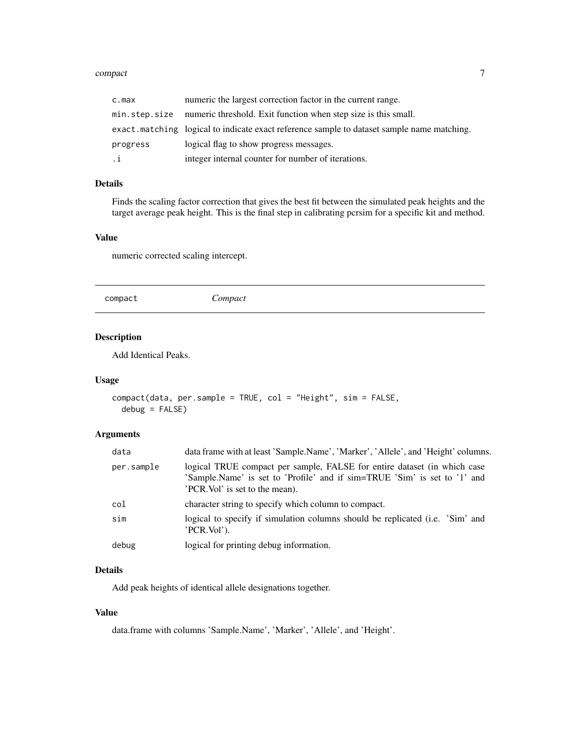| | |
|---|---|
| c.max | numeric the largest correction factor in the current range. |
| min.step.size | numeric threshold. Exit function when step size is this small. |
| exact.matching | logical to indicate exact reference sample to dataset sample name matching. |
| progress | logical flag to show progress messages. |
| .i | integer internal counter for number of iterations. |

### Details

Finds the scaling factor correction that gives the best fit between the simulated peak heights and the target average peak height. This is the final step in calibrating pcrsim for a specific kit and method.

### Value

numeric corrected scaling intercept.

---

## compact *Compact*

---

### Description

Add Identical Peaks.

### Usage

```
compact(data, per.sample = TRUE, col = "Height", sim = FALSE,
  debug = FALSE)
```

### Arguments

| | |
|---|---|
| data | data frame with at least 'Sample.Name', 'Marker', 'Allele', and 'Height' columns. |
| per.sample | logical TRUE compact per sample, FALSE for entire dataset (in which case 'Sample.Name' is set to 'Profile' and if sim=TRUE 'Sim' is set to '1' and 'PCR.Vol' is set to the mean). |
| col | character string to specify which column to compact. |
| sim | logical to specify if simulation columns should be replicated (i.e. 'Sim' and 'PCR.Vol'). |
| debug | logical for printing debug information. |

### Details

Add peak heights of identical allele designations together.

### Value

data.frame with columns 'Sample.Name', 'Marker', 'Allele', and 'Height'.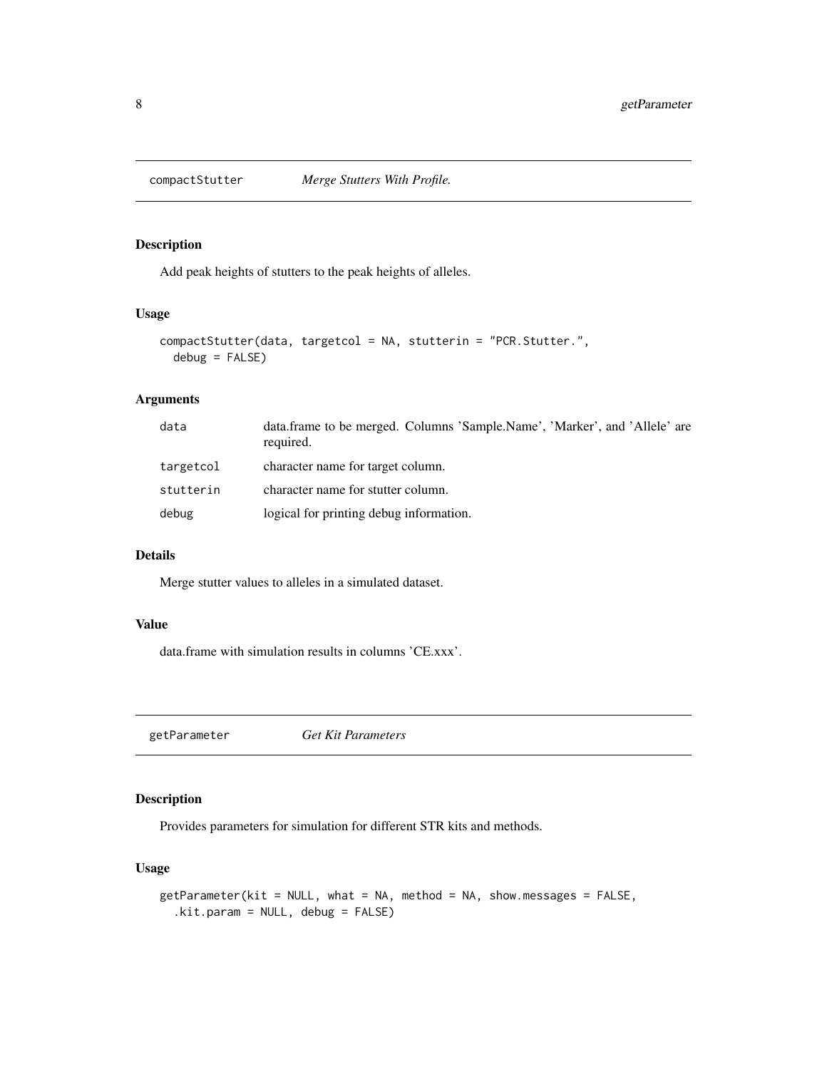## compactStutter *Merge Stutters With Profile.*

### Description

Add peak heights of stutters to the peak heights of alleles.

### Usage

```
compactStutter(data, targetcol = NA, stutterin = "PCR.Stutter.",
  debug = FALSE)
```

### Arguments

| | |
|---|---|
| data | data.frame to be merged. Columns 'Sample.Name', 'Marker', and 'Allele' are required. |
| targetcol | character name for target column. |
| stutterin | character name for stutter column. |
| debug | logical for printing debug information. |

### Details

Merge stutter values to alleles in a simulated dataset.

### Value

data.frame with simulation results in columns 'CE.xxx'.

## getParameter *Get Kit Parameters*

### Description

Provides parameters for simulation for different STR kits and methods.

### Usage

```
getParameter(kit = NULL, what = NA, method = NA, show.messages = FALSE,
  .kit.param = NULL, debug = FALSE)
```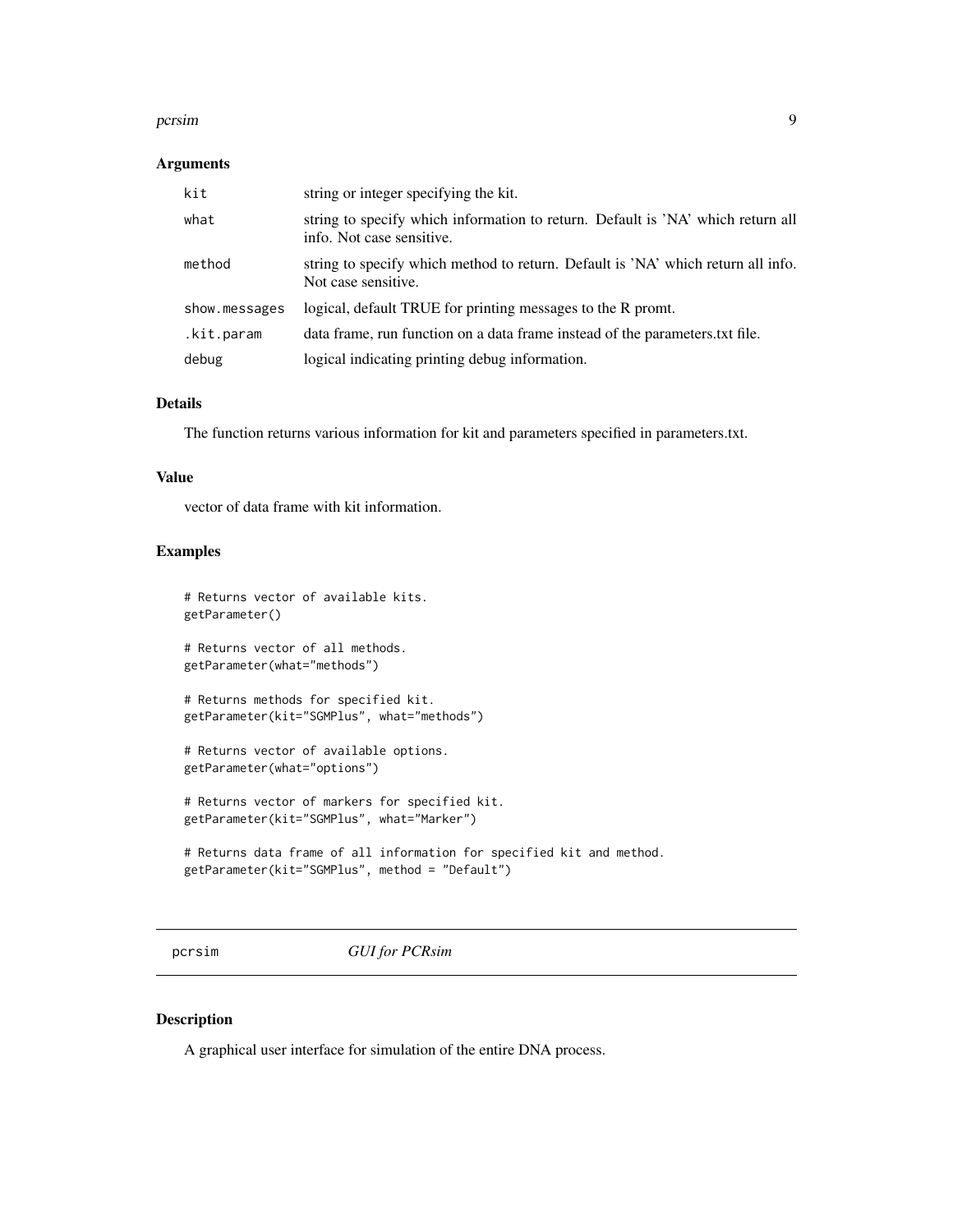### Arguments

| | |
|---|---|
| kit | string or integer specifying the kit. |
| what | string to specify which information to return. Default is 'NA' which return all info. Not case sensitive. |
| method | string to specify which method to return. Default is 'NA' which return all info. Not case sensitive. |
| show.messages | logical, default TRUE for printing messages to the R promt. |
| .kit.param | data frame, run function on a data frame instead of the parameters.txt file. |
| debug | logical indicating printing debug information. |

### Details

The function returns various information for kit and parameters specified in parameters.txt.

### Value

vector of data frame with kit information.

### Examples

```
# Returns vector of available kits.
getParameter()

# Returns vector of all methods.
getParameter(what="methods")

# Returns methods for specified kit.
getParameter(kit="SGMPlus", what="methods")

# Returns vector of available options.
getParameter(what="options")

# Returns vector of markers for specified kit.
getParameter(kit="SGMPlus", what="Marker")

# Returns data frame of all information for specified kit and method.
getParameter(kit="SGMPlus", method = "Default")
```

---

## pcrsim *GUI for PCRsim*

### Description

A graphical user interface for simulation of the entire DNA process.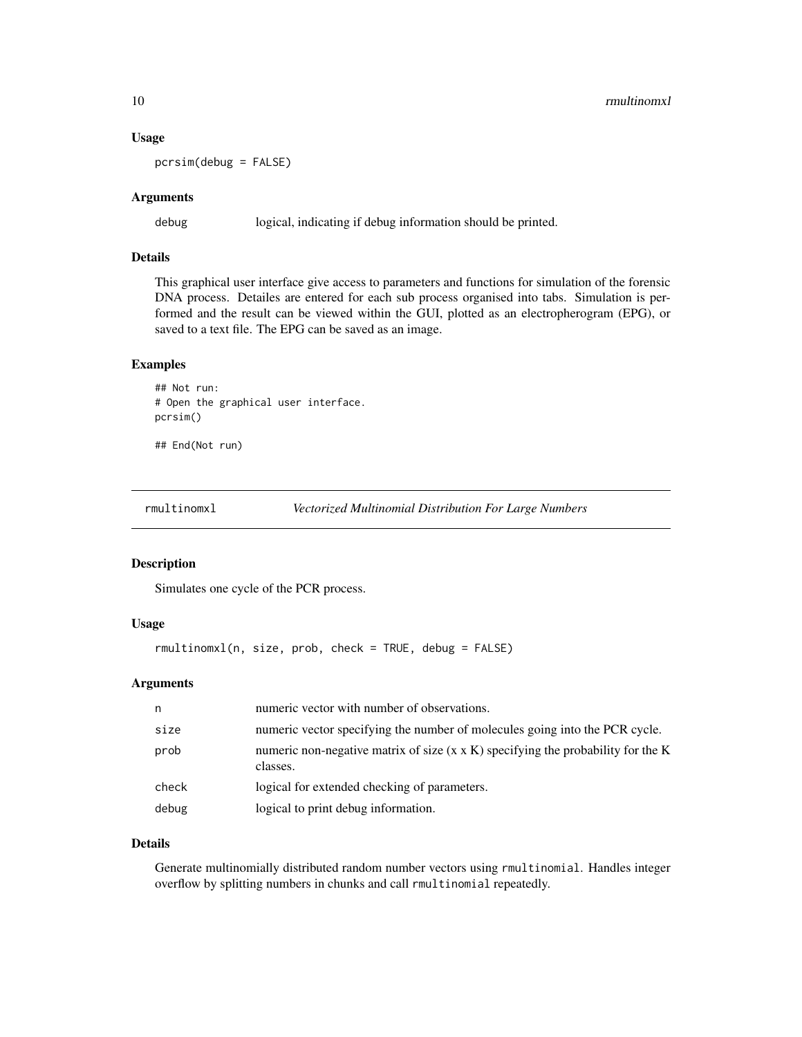### Usage

```
pcrsim(debug = FALSE)
```

### Arguments

| | |
|---|---|
| debug | logical, indicating if debug information should be printed. |

### Details

This graphical user interface give access to parameters and functions for simulation of the forensic DNA process. Detailes are entered for each sub process organised into tabs. Simulation is performed and the result can be viewed within the GUI, plotted as an electropherogram (EPG), or saved to a text file. The EPG can be saved as an image.

### Examples

```
## Not run:
# Open the graphical user interface.
pcrsim()

## End(Not run)
```

---

## rmultinomxl — *Vectorized Multinomial Distribution For Large Numbers*

### Description

Simulates one cycle of the PCR process.

### Usage

```
rmultinomxl(n, size, prob, check = TRUE, debug = FALSE)
```

### Arguments

| | |
|---|---|
| n | numeric vector with number of observations. |
| size | numeric vector specifying the number of molecules going into the PCR cycle. |
| prob | numeric non-negative matrix of size (x x K) specifying the probability for the K classes. |
| check | logical for extended checking of parameters. |
| debug | logical to print debug information. |

### Details

Generate multinomially distributed random number vectors using `rmultinomial`. Handles integer overflow by splitting numbers in chunks and call `rmultinomial` repeatedly.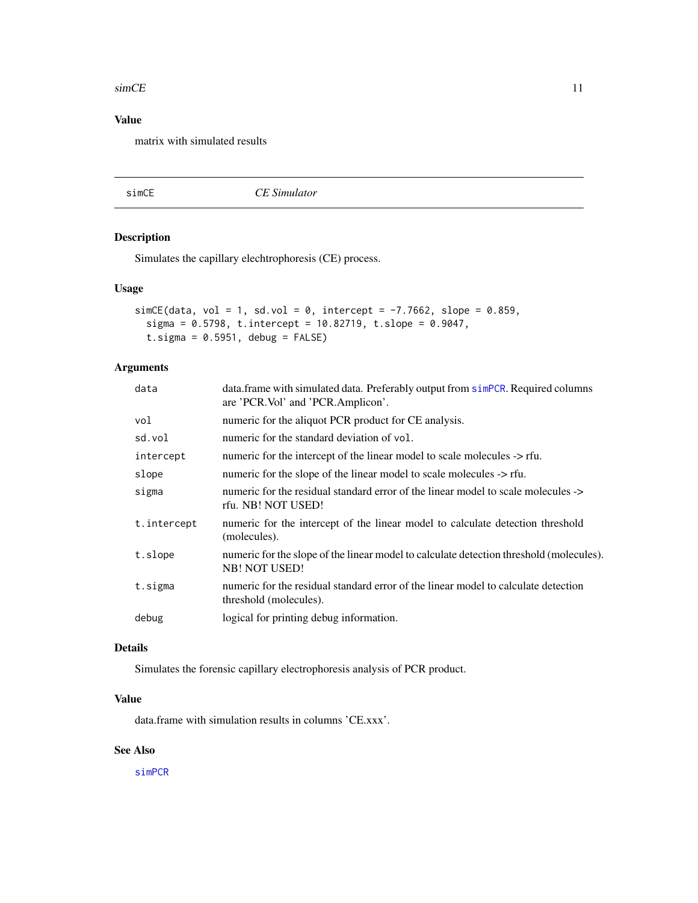## Value

matrix with simulated results

---

simCE — *CE Simulator*

---

### Description

Simulates the capillary elechtrophoresis (CE) process.

### Usage

```
simCE(data, vol = 1, sd.vol = 0, intercept = -7.7662, slope = 0.859,
  sigma = 0.5798, t.intercept = 10.82719, t.slope = 0.9047,
  t.sigma = 0.5951, debug = FALSE)
```

### Arguments

| | |
|---|---|
| `data` | data.frame with simulated data. Preferably output from `simPCR`. Required columns are 'PCR.Vol' and 'PCR.Amplicon'. |
| `vol` | numeric for the aliquot PCR product for CE analysis. |
| `sd.vol` | numeric for the standard deviation of `vol`. |
| `intercept` | numeric for the intercept of the linear model to scale molecules -> rfu. |
| `slope` | numeric for the slope of the linear model to scale molecules -> rfu. |
| `sigma` | numeric for the residual standard error of the linear model to scale molecules -> rfu. NB! NOT USED! |
| `t.intercept` | numeric for the intercept of the linear model to calculate detection threshold (molecules). |
| `t.slope` | numeric for the slope of the linear model to calculate detection threshold (molecules). NB! NOT USED! |
| `t.sigma` | numeric for the residual standard error of the linear model to calculate detection threshold (molecules). |
| `debug` | logical for printing debug information. |

### Details

Simulates the forensic capillary electrophoresis analysis of PCR product.

### Value

data.frame with simulation results in columns 'CE.xxx'.

### See Also

`simPCR`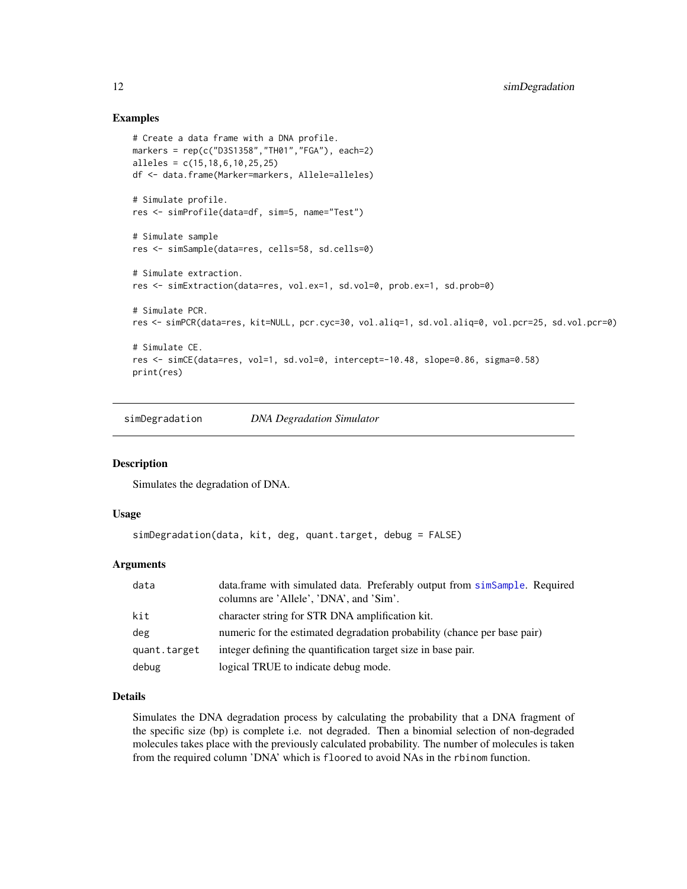### Examples

```
# Create a data frame with a DNA profile.
markers = rep(c("D3S1358","TH01","FGA"), each=2)
alleles = c(15,18,6,10,25,25)
df <- data.frame(Marker=markers, Allele=alleles)

# Simulate profile.
res <- simProfile(data=df, sim=5, name="Test")

# Simulate sample
res <- simSample(data=res, cells=58, sd.cells=0)

# Simulate extraction.
res <- simExtraction(data=res, vol.ex=1, sd.vol=0, prob.ex=1, sd.prob=0)

# Simulate PCR.
res <- simPCR(data=res, kit=NULL, pcr.cyc=30, vol.aliq=1, sd.vol.aliq=0, vol.pcr=25, sd.vol.pcr=0)

# Simulate CE.
res <- simCE(data=res, vol=1, sd.vol=0, intercept=-10.48, slope=0.86, sigma=0.58)
print(res)
```

---

## simDegradation — *DNA Degradation Simulator*

### Description

Simulates the degradation of DNA.

### Usage

```
simDegradation(data, kit, deg, quant.target, debug = FALSE)
```

### Arguments

| | |
|---|---|
| `data` | data.frame with simulated data. Preferably output from simSample. Required columns are 'Allele', 'DNA', and 'Sim'. |
| `kit` | character string for STR DNA amplification kit. |
| `deg` | numeric for the estimated degradation probability (chance per base pair) |
| `quant.target` | integer defining the quantification target size in base pair. |
| `debug` | logical TRUE to indicate debug mode. |

### Details

Simulates the DNA degradation process by calculating the probability that a DNA fragment of the specific size (bp) is complete i.e. not degraded. Then a binomial selection of non-degraded molecules takes place with the previously calculated probability. The number of molecules is taken from the required column 'DNA' which is `floor`ed to avoid NAs in the `rbinom` function.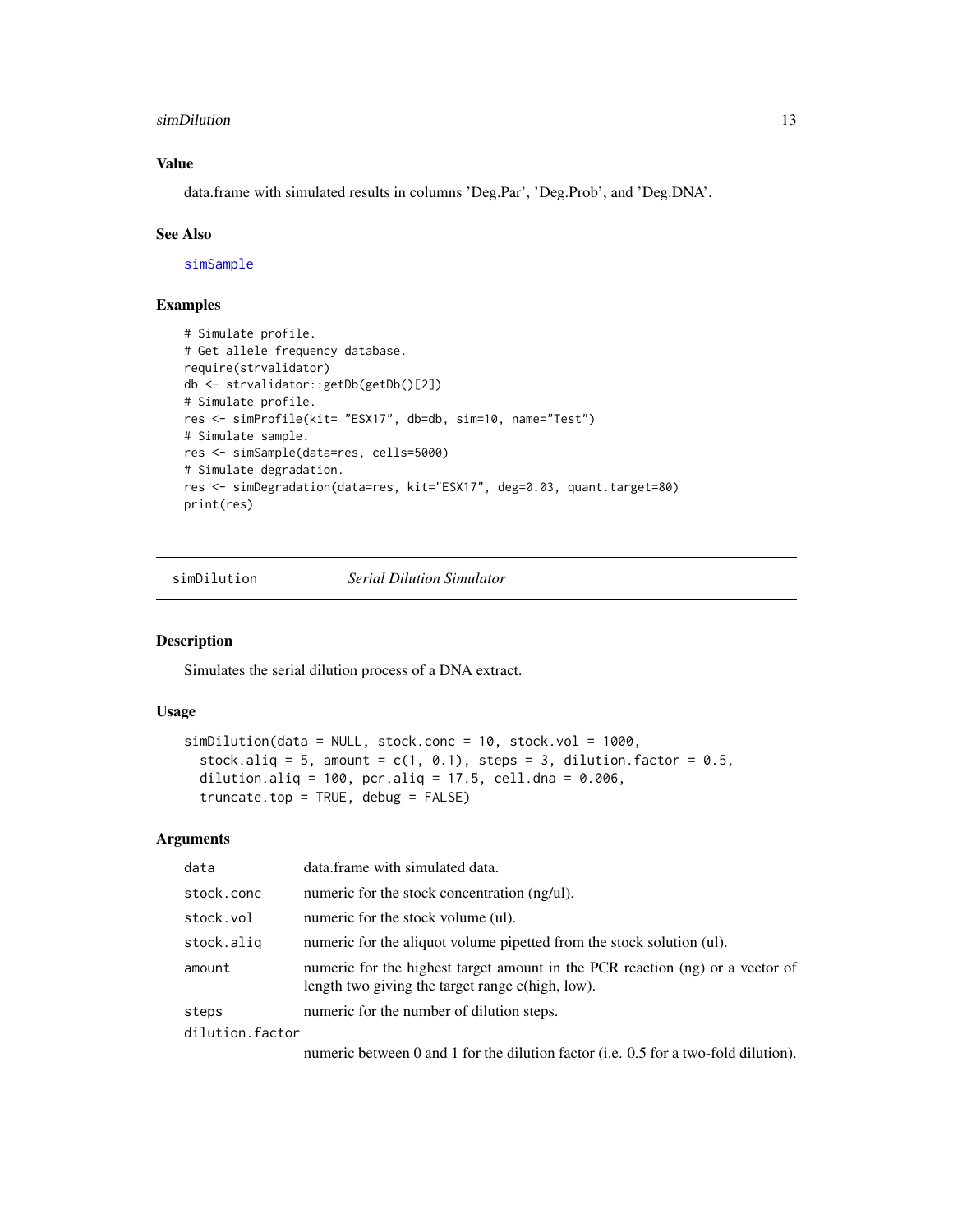### Value

data.frame with simulated results in columns 'Deg.Par', 'Deg.Prob', and 'Deg.DNA'.

### See Also

simSample

### Examples

```
# Simulate profile.
# Get allele frequency database.
require(strvalidator)
db <- strvalidator::getDb(getDb()[2])
# Simulate profile.
res <- simProfile(kit= "ESX17", db=db, sim=10, name="Test")
# Simulate sample.
res <- simSample(data=res, cells=5000)
# Simulate degradation.
res <- simDegradation(data=res, kit="ESX17", deg=0.03, quant.target=80)
print(res)
```

---

## simDilution    *Serial Dilution Simulator*

### Description

Simulates the serial dilution process of a DNA extract.

### Usage

```
simDilution(data = NULL, stock.conc = 10, stock.vol = 1000,
  stock.aliq = 5, amount = c(1, 0.1), steps = 3, dilution.factor = 0.5,
  dilution.aliq = 100, pcr.aliq = 17.5, cell.dna = 0.006,
  truncate.top = TRUE, debug = FALSE)
```

### Arguments

| | |
|---|---|
| data | data.frame with simulated data. |
| stock.conc | numeric for the stock concentration (ng/ul). |
| stock.vol | numeric for the stock volume (ul). |
| stock.aliq | numeric for the aliquot volume pipetted from the stock solution (ul). |
| amount | numeric for the highest target amount in the PCR reaction (ng) or a vector of length two giving the target range c(high, low). |
| steps | numeric for the number of dilution steps. |
| dilution.factor | numeric between 0 and 1 for the dilution factor (i.e. 0.5 for a two-fold dilution). |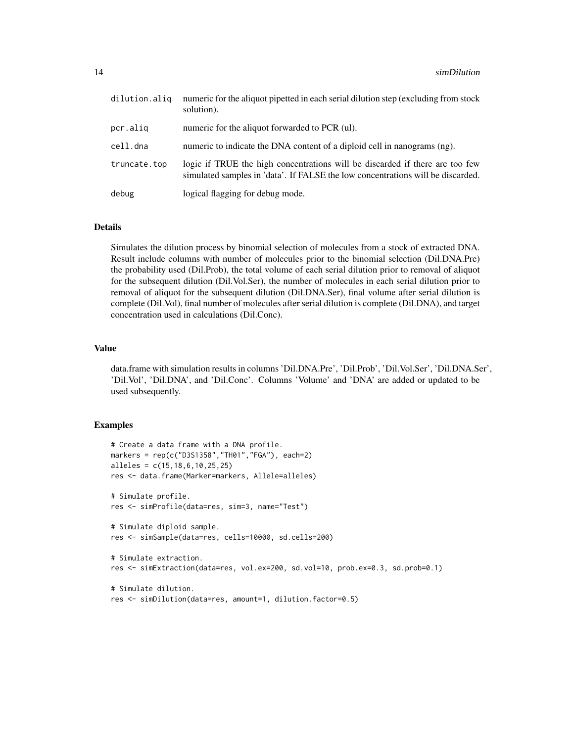| | |
|---|---|
| dilution.aliq | numeric for the aliquot pipetted in each serial dilution step (excluding from stock solution). |
| pcr.aliq | numeric for the aliquot forwarded to PCR (ul). |
| cell.dna | numeric to indicate the DNA content of a diploid cell in nanograms (ng). |
| truncate.top | logic if TRUE the high concentrations will be discarded if there are too few simulated samples in 'data'. If FALSE the low concentrations will be discarded. |
| debug | logical flagging for debug mode. |

### Details

Simulates the dilution process by binomial selection of molecules from a stock of extracted DNA. Result include columns with number of molecules prior to the binomial selection (Dil.DNA.Pre) the probability used (Dil.Prob), the total volume of each serial dilution prior to removal of aliquot for the subsequent dilution (Dil.Vol.Ser), the number of molecules in each serial dilution prior to removal of aliquot for the subsequent dilution (Dil.DNA.Ser), final volume after serial dilution is complete (Dil.Vol), final number of molecules after serial dilution is complete (Dil.DNA), and target concentration used in calculations (Dil.Conc).

### Value

data.frame with simulation results in columns 'Dil.DNA.Pre', 'Dil.Prob', 'Dil.Vol.Ser', 'Dil.DNA.Ser', 'Dil.Vol', 'Dil.DNA', and 'Dil.Conc'. Columns 'Volume' and 'DNA' are added or updated to be used subsequently.

### Examples

```
# Create a data frame with a DNA profile.
markers = rep(c("D3S1358","TH01","FGA"), each=2)
alleles = c(15,18,6,10,25,25)
res <- data.frame(Marker=markers, Allele=alleles)

# Simulate profile.
res <- simProfile(data=res, sim=3, name="Test")

# Simulate diploid sample.
res <- simSample(data=res, cells=10000, sd.cells=200)

# Simulate extraction.
res <- simExtraction(data=res, vol.ex=200, sd.vol=10, prob.ex=0.3, sd.prob=0.1)

# Simulate dilution.
res <- simDilution(data=res, amount=1, dilution.factor=0.5)
```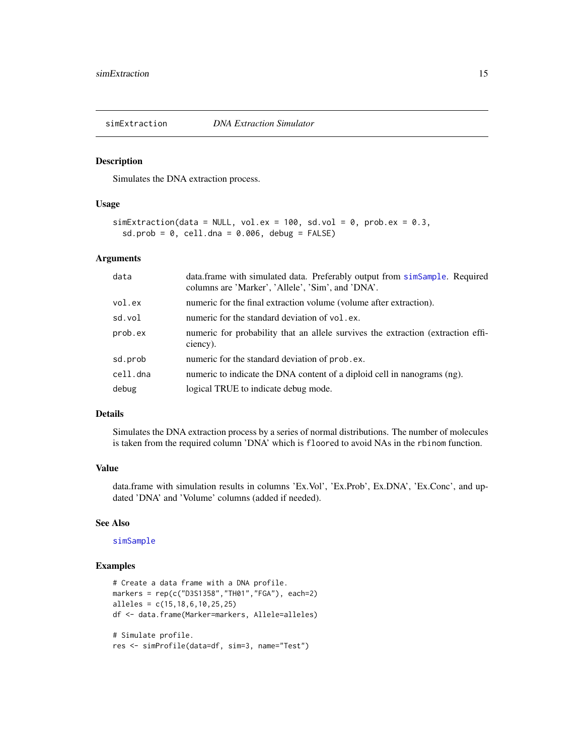## simExtraction — *DNA Extraction Simulator*

### Description

Simulates the DNA extraction process.

### Usage

```
simExtraction(data = NULL, vol.ex = 100, sd.vol = 0, prob.ex = 0.3,
  sd.prob = 0, cell.dna = 0.006, debug = FALSE)
```

### Arguments

| | |
|---|---|
| `data` | data.frame with simulated data. Preferably output from `simSample`. Required columns are 'Marker', 'Allele', 'Sim', and 'DNA'. |
| `vol.ex` | numeric for the final extraction volume (volume after extraction). |
| `sd.vol` | numeric for the standard deviation of `vol.ex`. |
| `prob.ex` | numeric for probability that an allele survives the extraction (extraction efficiency). |
| `sd.prob` | numeric for the standard deviation of `prob.ex`. |
| `cell.dna` | numeric to indicate the DNA content of a diploid cell in nanograms (ng). |
| `debug` | logical TRUE to indicate debug mode. |

### Details

Simulates the DNA extraction process by a series of normal distributions. The number of molecules is taken from the required column 'DNA' which is `floor`ed to avoid NAs in the `rbinom` function.

### Value

data.frame with simulation results in columns 'Ex.Vol', 'Ex.Prob', Ex.DNA', 'Ex.Conc', and updated 'DNA' and 'Volume' columns (added if needed).

### See Also

`simSample`

### Examples

```
# Create a data frame with a DNA profile.
markers = rep(c("D3S1358","TH01","FGA"), each=2)
alleles = c(15,18,6,10,25,25)
df <- data.frame(Marker=markers, Allele=alleles)

# Simulate profile.
res <- simProfile(data=df, sim=3, name="Test")
```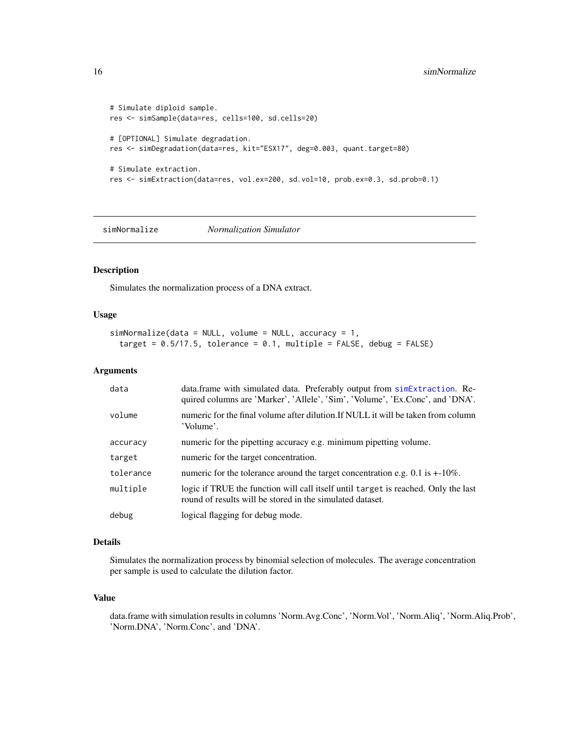```
# Simulate diploid sample.
res <- simSample(data=res, cells=100, sd.cells=20)

# [OPTIONAL] Simulate degradation.
res <- simDegradation(data=res, kit="ESX17", deg=0.003, quant.target=80)

# Simulate extraction.
res <- simExtraction(data=res, vol.ex=200, sd.vol=10, prob.ex=0.3, sd.prob=0.1)
```

---

## simNormalize *Normalization Simulator*

---

### Description

Simulates the normalization process of a DNA extract.

### Usage

```
simNormalize(data = NULL, volume = NULL, accuracy = 1,
  target = 0.5/17.5, tolerance = 0.1, multiple = FALSE, debug = FALSE)
```

### Arguments

| | |
|---|---|
| `data` | data.frame with simulated data. Preferably output from `simExtraction`. Required columns are 'Marker', 'Allele', 'Sim', 'Volume', 'Ex.Conc', and 'DNA'. |
| `volume` | numeric for the final volume after dilution.If NULL it will be taken from column 'Volume'. |
| `accuracy` | numeric for the pipetting accuracy e.g. minimum pipetting volume. |
| `target` | numeric for the target concentration. |
| `tolerance` | numeric for the tolerance around the target concentration e.g. 0.1 is +-10%. |
| `multiple` | logic if TRUE the function will call itself until `target` is reached. Only the last round of results will be stored in the simulated dataset. |
| `debug` | logical flagging for debug mode. |

### Details

Simulates the normalization process by binomial selection of molecules. The average concentration per sample is used to calculate the dilution factor.

### Value

data.frame with simulation results in columns 'Norm.Avg.Conc', 'Norm.Vol', 'Norm.Aliq', 'Norm.Aliq.Prob', 'Norm.DNA', 'Norm.Conc', and 'DNA'.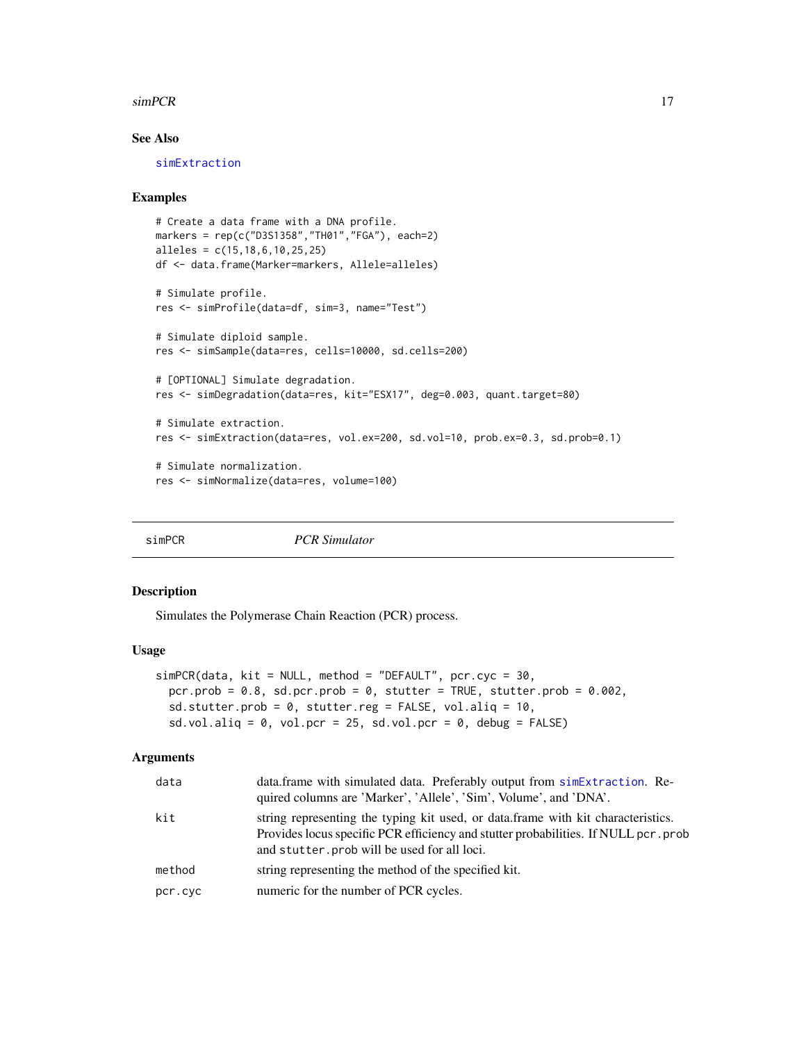### See Also

simExtraction

### Examples

```
# Create a data frame with a DNA profile.
markers = rep(c("D3S1358","TH01","FGA"), each=2)
alleles = c(15,18,6,10,25,25)
df <- data.frame(Marker=markers, Allele=alleles)

# Simulate profile.
res <- simProfile(data=df, sim=3, name="Test")

# Simulate diploid sample.
res <- simSample(data=res, cells=10000, sd.cells=200)

# [OPTIONAL] Simulate degradation.
res <- simDegradation(data=res, kit="ESX17", deg=0.003, quant.target=80)

# Simulate extraction.
res <- simExtraction(data=res, vol.ex=200, sd.vol=10, prob.ex=0.3, sd.prob=0.1)

# Simulate normalization.
res <- simNormalize(data=res, volume=100)
```

---

## simPCR — *PCR Simulator*

### Description

Simulates the Polymerase Chain Reaction (PCR) process.

### Usage

```
simPCR(data, kit = NULL, method = "DEFAULT", pcr.cyc = 30,
  pcr.prob = 0.8, sd.pcr.prob = 0, stutter = TRUE, stutter.prob = 0.002,
  sd.stutter.prob = 0, stutter.reg = FALSE, vol.aliq = 10,
  sd.vol.aliq = 0, vol.pcr = 25, sd.vol.pcr = 0, debug = FALSE)
```

### Arguments

| | |
|---|---|
| data | data.frame with simulated data. Preferably output from simExtraction. Required columns are 'Marker', 'Allele', 'Sim', Volume', and 'DNA'. |
| kit | string representing the typing kit used, or data.frame with kit characteristics. Provides locus specific PCR efficiency and stutter probabilities. If NULL pcr.prob and stutter.prob will be used for all loci. |
| method | string representing the method of the specified kit. |
| pcr.cyc | numeric for the number of PCR cycles. |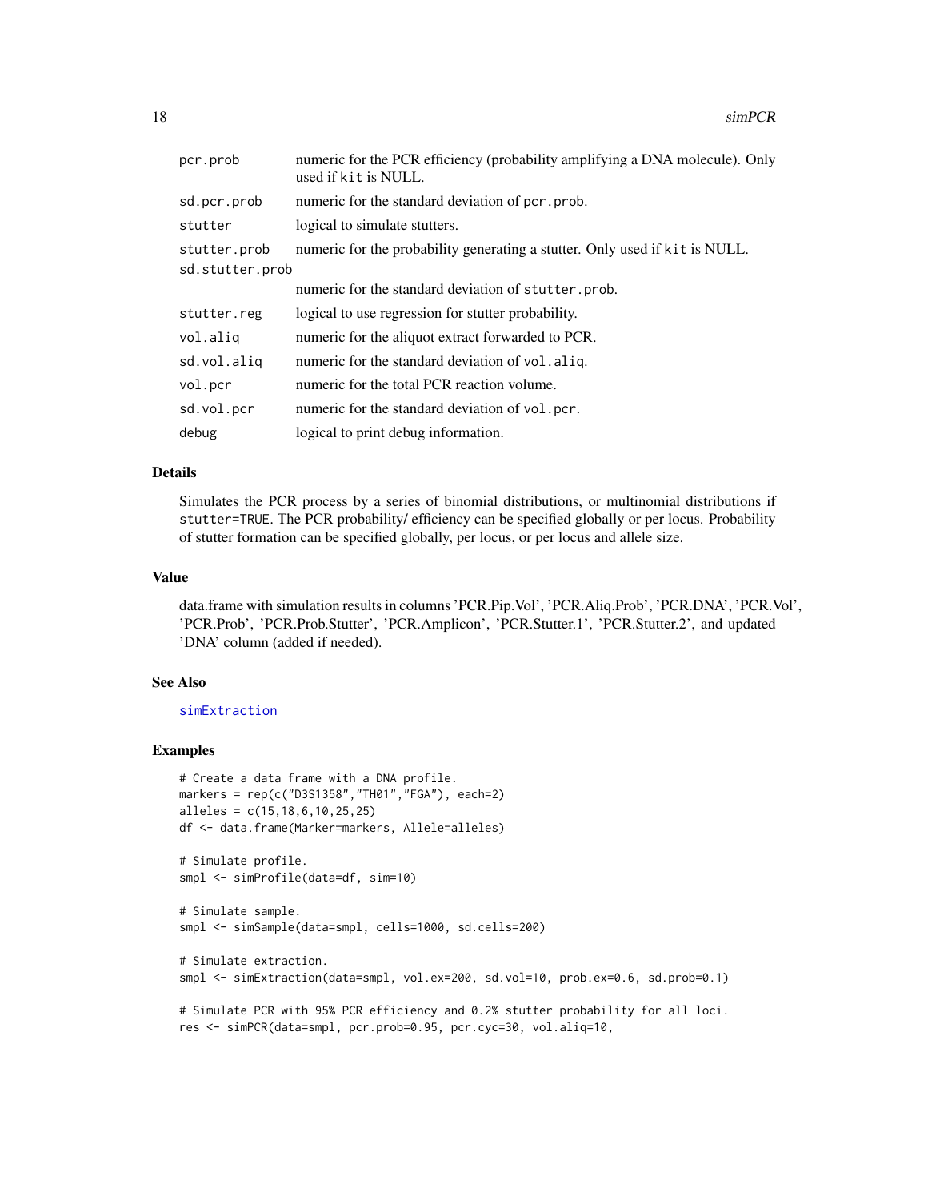| | |
|---|---|
| pcr.prob | numeric for the PCR efficiency (probability amplifying a DNA molecule). Only used if kit is NULL. |
| sd.pcr.prob | numeric for the standard deviation of pcr.prob. |
| stutter | logical to simulate stutters. |
| stutter.prob | numeric for the probability generating a stutter. Only used if kit is NULL. |
| sd.stutter.prob | numeric for the standard deviation of stutter.prob. |
| stutter.reg | logical to use regression for stutter probability. |
| vol.aliq | numeric for the aliquot extract forwarded to PCR. |
| sd.vol.aliq | numeric for the standard deviation of vol.aliq. |
| vol.pcr | numeric for the total PCR reaction volume. |
| sd.vol.pcr | numeric for the standard deviation of vol.pcr. |
| debug | logical to print debug information. |

## Details

Simulates the PCR process by a series of binomial distributions, or multinomial distributions if stutter=TRUE. The PCR probability/ efficiency can be specified globally or per locus. Probability of stutter formation can be specified globally, per locus, or per locus and allele size.

## Value

data.frame with simulation results in columns 'PCR.Pip.Vol', 'PCR.Aliq.Prob', 'PCR.DNA', 'PCR.Vol', 'PCR.Prob', 'PCR.Prob.Stutter', 'PCR.Amplicon', 'PCR.Stutter.1', 'PCR.Stutter.2', and updated 'DNA' column (added if needed).

## See Also

simExtraction

## Examples

```
# Create a data frame with a DNA profile.
markers = rep(c("D3S1358","TH01","FGA"), each=2)
alleles = c(15,18,6,10,25,25)
df <- data.frame(Marker=markers, Allele=alleles)

# Simulate profile.
smpl <- simProfile(data=df, sim=10)

# Simulate sample.
smpl <- simSample(data=smpl, cells=1000, sd.cells=200)

# Simulate extraction.
smpl <- simExtraction(data=smpl, vol.ex=200, sd.vol=10, prob.ex=0.6, sd.prob=0.1)

# Simulate PCR with 95% PCR efficiency and 0.2% stutter probability for all loci.
res <- simPCR(data=smpl, pcr.prob=0.95, pcr.cyc=30, vol.aliq=10,
```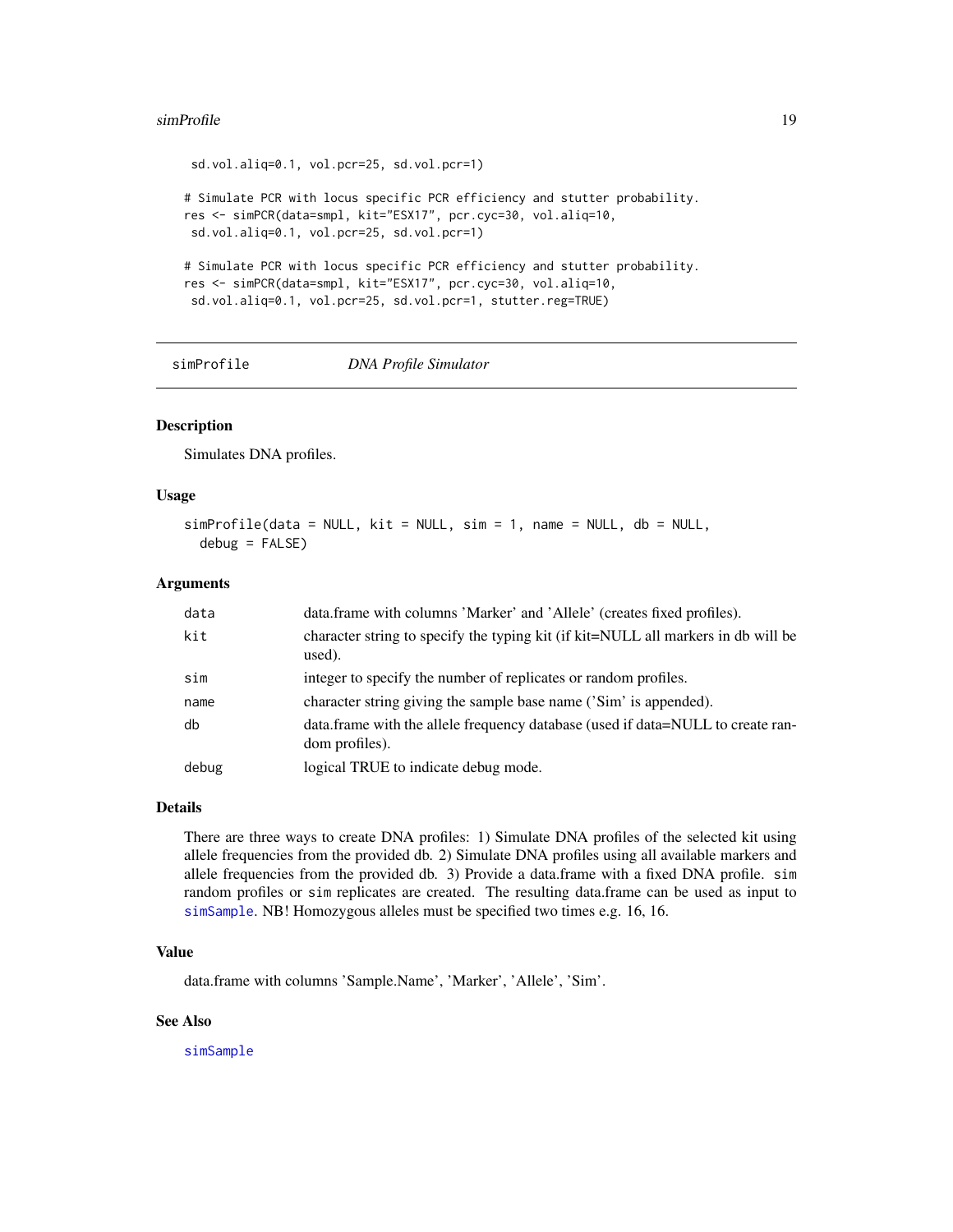```
 sd.vol.aliq=0.1, vol.pcr=25, sd.vol.pcr=1)

# Simulate PCR with locus specific PCR efficiency and stutter probability.
res <- simPCR(data=smpl, kit="ESX17", pcr.cyc=30, vol.aliq=10,
 sd.vol.aliq=0.1, vol.pcr=25, sd.vol.pcr=1)

# Simulate PCR with locus specific PCR efficiency and stutter probability.
res <- simPCR(data=smpl, kit="ESX17", pcr.cyc=30, vol.aliq=10,
 sd.vol.aliq=0.1, vol.pcr=25, sd.vol.pcr=1, stutter.reg=TRUE)
```

---

## simProfile — *DNA Profile Simulator*

### Description

Simulates DNA profiles.

### Usage

```
simProfile(data = NULL, kit = NULL, sim = 1, name = NULL, db = NULL,
  debug = FALSE)
```

### Arguments

| | |
|---|---|
| data | data.frame with columns 'Marker' and 'Allele' (creates fixed profiles). |
| kit | character string to specify the typing kit (if kit=NULL all markers in db will be used). |
| sim | integer to specify the number of replicates or random profiles. |
| name | character string giving the sample base name ('Sim' is appended). |
| db | data.frame with the allele frequency database (used if data=NULL to create random profiles). |
| debug | logical TRUE to indicate debug mode. |

### Details

There are three ways to create DNA profiles: 1) Simulate DNA profiles of the selected kit using allele frequencies from the provided db. 2) Simulate DNA profiles using all available markers and allele frequencies from the provided db. 3) Provide a data.frame with a fixed DNA profile. `sim` random profiles or `sim` replicates are created. The resulting data.frame can be used as input to `simSample`. NB! Homozygous alleles must be specified two times e.g. 16, 16.

### Value

data.frame with columns 'Sample.Name', 'Marker', 'Allele', 'Sim'.

### See Also

`simSample`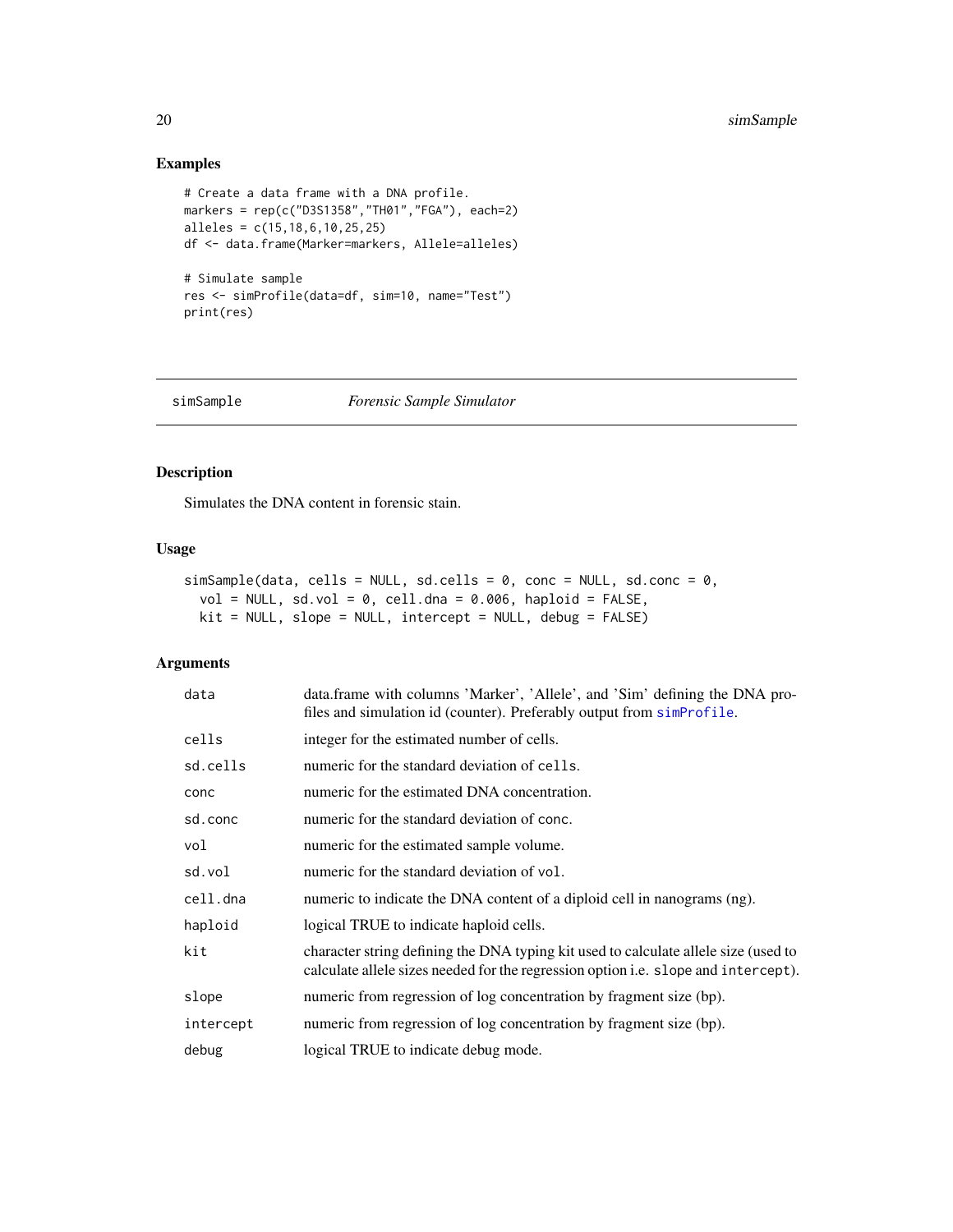## Examples

```
# Create a data frame with a DNA profile.
markers = rep(c("D3S1358","TH01","FGA"), each=2)
alleles = c(15,18,6,10,25,25)
df <- data.frame(Marker=markers, Allele=alleles)

# Simulate sample
res <- simProfile(data=df, sim=10, name="Test")
print(res)
```

---

# simSample — *Forensic Sample Simulator*

## Description

Simulates the DNA content in forensic stain.

## Usage

```
simSample(data, cells = NULL, sd.cells = 0, conc = NULL, sd.conc = 0,
  vol = NULL, sd.vol = 0, cell.dna = 0.006, haploid = FALSE,
  kit = NULL, slope = NULL, intercept = NULL, debug = FALSE)
```

## Arguments

| Argument | Description |
|---|---|
| `data` | data.frame with columns 'Marker', 'Allele', and 'Sim' defining the DNA profiles and simulation id (counter). Preferably output from `simProfile`. |
| `cells` | integer for the estimated number of cells. |
| `sd.cells` | numeric for the standard deviation of `cells`. |
| `conc` | numeric for the estimated DNA concentration. |
| `sd.conc` | numeric for the standard deviation of `conc`. |
| `vol` | numeric for the estimated sample volume. |
| `sd.vol` | numeric for the standard deviation of `vol`. |
| `cell.dna` | numeric to indicate the DNA content of a diploid cell in nanograms (ng). |
| `haploid` | logical TRUE to indicate haploid cells. |
| `kit` | character string defining the DNA typing kit used to calculate allele size (used to calculate allele sizes needed for the regression option i.e. `slope` and `intercept`). |
| `slope` | numeric from regression of log concentration by fragment size (bp). |
| `intercept` | numeric from regression of log concentration by fragment size (bp). |
| `debug` | logical TRUE to indicate debug mode. |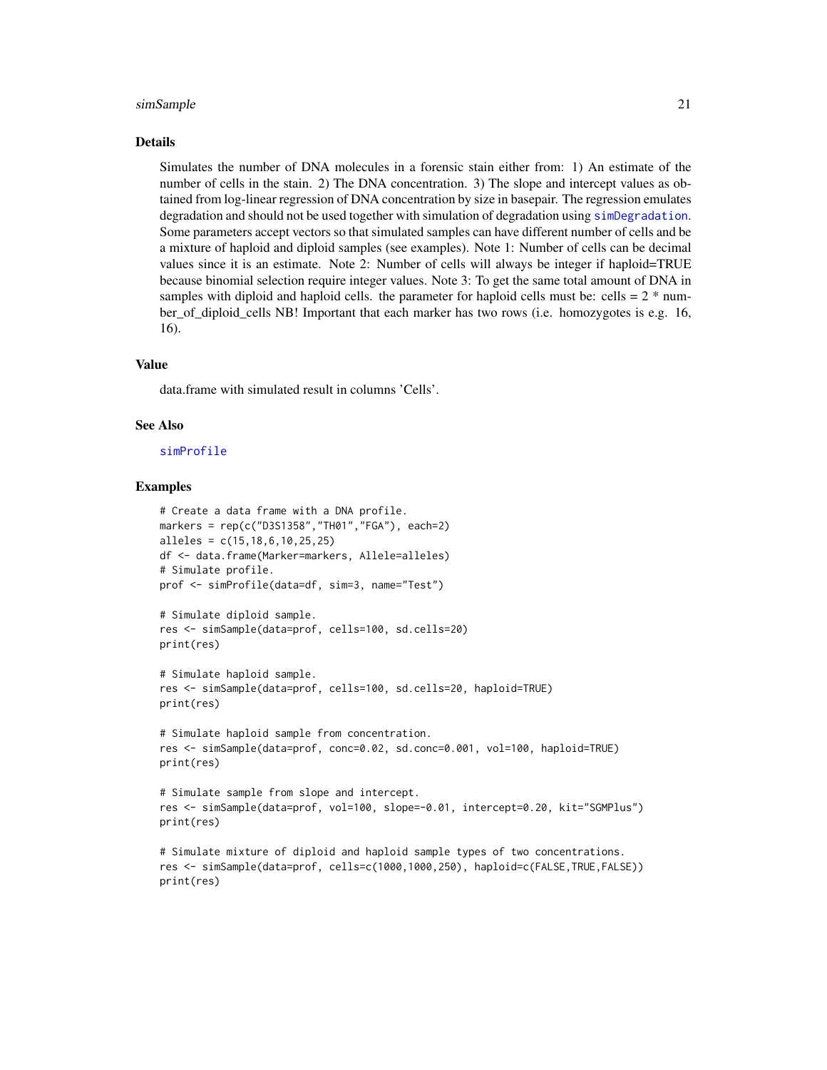## Details

Simulates the number of DNA molecules in a forensic stain either from: 1) An estimate of the number of cells in the stain. 2) The DNA concentration. 3) The slope and intercept values as obtained from log-linear regression of DNA concentration by size in basepair. The regression emulates degradation and should not be used together with simulation of degradation using simDegradation. Some parameters accept vectors so that simulated samples can have different number of cells and be a mixture of haploid and diploid samples (see examples). Note 1: Number of cells can be decimal values since it is an estimate. Note 2: Number of cells will always be integer if haploid=TRUE because binomial selection require integer values. Note 3: To get the same total amount of DNA in samples with diploid and haploid cells. the parameter for haploid cells must be: cells = 2 * number_of_diploid_cells NB! Important that each marker has two rows (i.e. homozygotes is e.g. 16, 16).

## Value

data.frame with simulated result in columns 'Cells'.

## See Also

simProfile

## Examples

```
# Create a data frame with a DNA profile.
markers = rep(c("D3S1358","TH01","FGA"), each=2)
alleles = c(15,18,6,10,25,25)
df <- data.frame(Marker=markers, Allele=alleles)
# Simulate profile.
prof <- simProfile(data=df, sim=3, name="Test")

# Simulate diploid sample.
res <- simSample(data=prof, cells=100, sd.cells=20)
print(res)

# Simulate haploid sample.
res <- simSample(data=prof, cells=100, sd.cells=20, haploid=TRUE)
print(res)

# Simulate haploid sample from concentration.
res <- simSample(data=prof, conc=0.02, sd.conc=0.001, vol=100, haploid=TRUE)
print(res)

# Simulate sample from slope and intercept.
res <- simSample(data=prof, vol=100, slope=-0.01, intercept=0.20, kit="SGMPlus")
print(res)

# Simulate mixture of diploid and haploid sample types of two concentrations.
res <- simSample(data=prof, cells=c(1000,1000,250), haploid=c(FALSE,TRUE,FALSE))
print(res)
```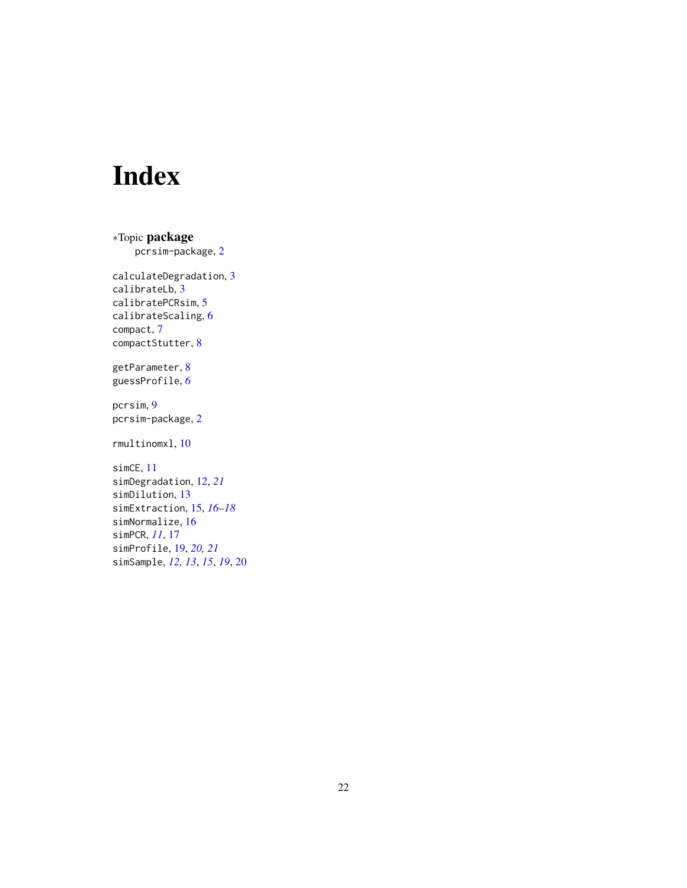# Index

∗Topic **package**
    pcrsim-package, 2

calculateDegradation, 3
calibrateLb, 3
calibratePCRsim, 5
calibrateScaling, 6
compact, 7
compactStutter, 8

getParameter, 8
guessProfile, *6*

pcrsim, 9
pcrsim-package, 2

rmultinomxl, 10

simCE, 11
simDegradation, 12, *21*
simDilution, 13
simExtraction, 15, *16–18*
simNormalize, 16
simPCR, *11*, 17
simProfile, 19, *20, 21*
simSample, *12, 13*, *15*, *19*, 20